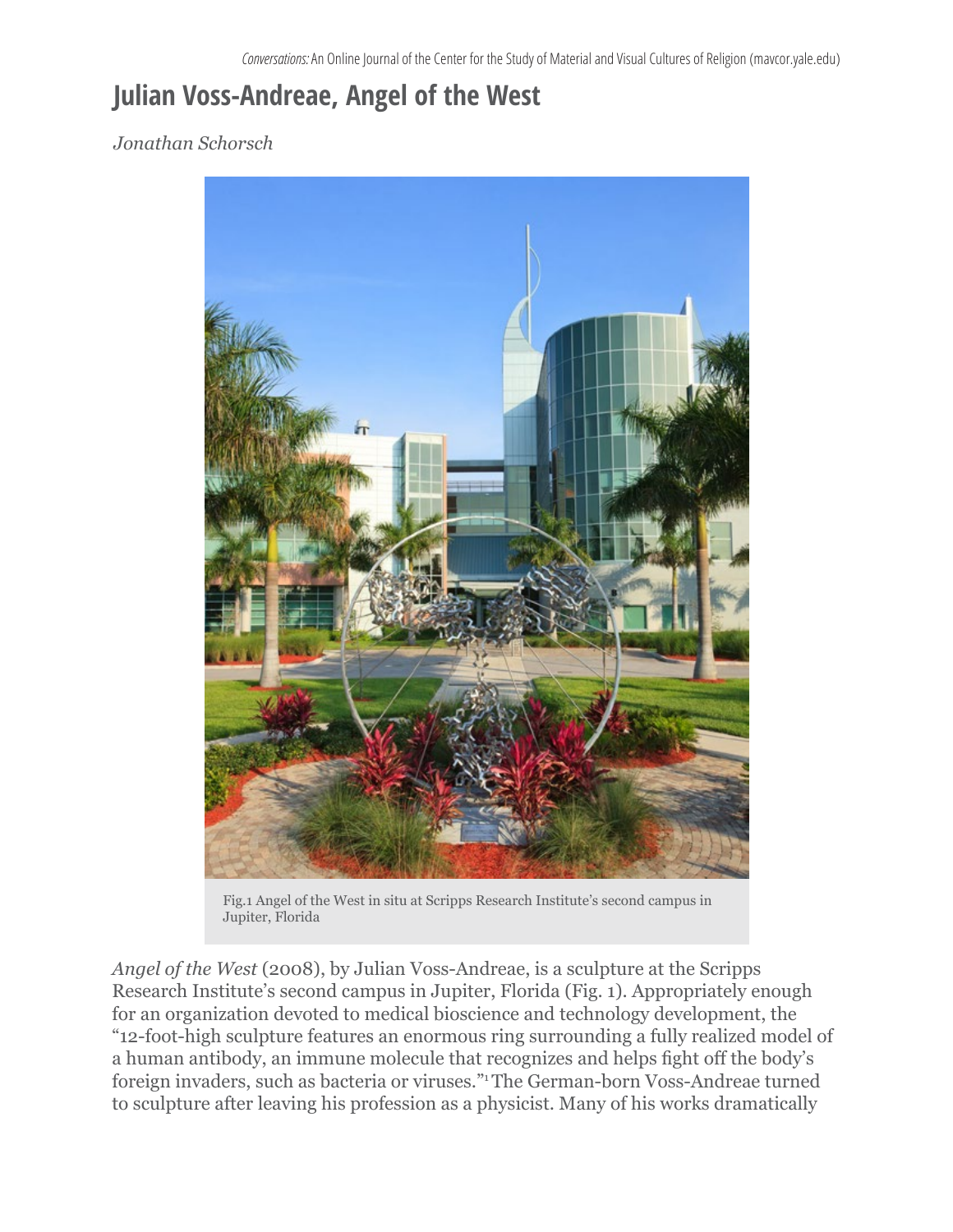# Julian Voss-Andreae, Angel of the West

*Jonathan Schorsch*

Fig.1 Angel of the West in situ at Scripps Research Institute's second campus in Jupiter, Florida

*Angel of the West* (2008), by Julian Voss-Andreae, is a sculpture at the Scripps Research Institute's second campus in Jupiter, Florida (Fig. 1). Appropriately enough for an organization devoted to medical bioscience and technology development, the "12-foot-high sculpture features an enormous ring surrounding a fully realized model of a human antibody, an immune molecule that recognizes and helps fight off the body's foreign invaders, such as bacteria or viruses."[1] The German-born Voss-Andreae turned to sculpture after leaving his profession as a physicist. Many of his works dramatically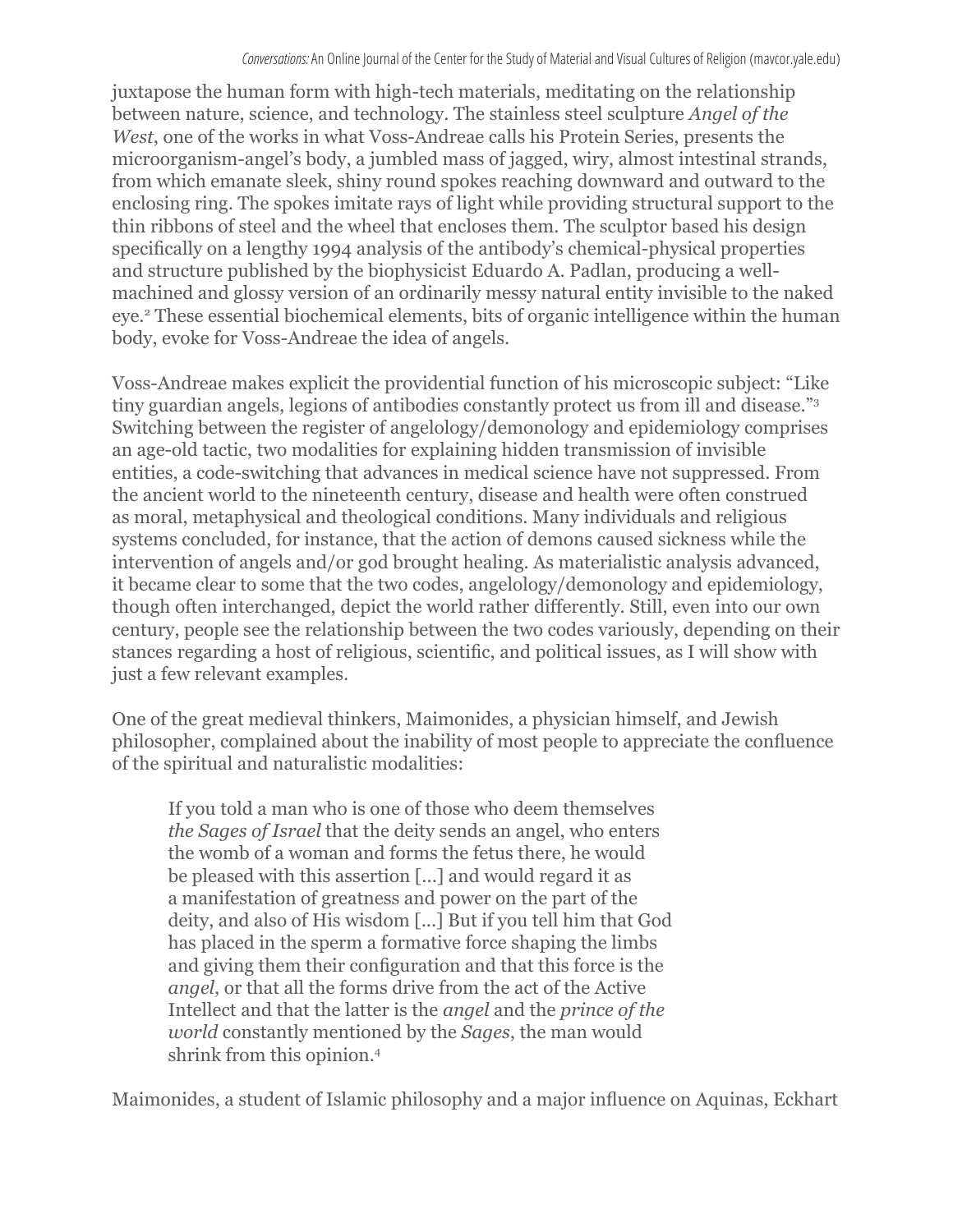juxtapose the human form with high-tech materials, meditating on the relationship between nature, science, and technology. The stainless steel sculpture *Angel of the West*, one of the works in what Voss-Andreae calls his Protein Series, presents the microorganism-angel's body, a jumbled mass of jagged, wiry, almost intestinal strands, from which emanate sleek, shiny round spokes reaching downward and outward to the enclosing ring. The spokes imitate rays of light while providing structural support to the thin ribbons of steel and the wheel that encloses them. The sculptor based his design specifically on a lengthy 1994 analysis of the antibody's chemical-physical properties and structure published by the biophysicist Eduardo A. Padlan, producing a well-machined and glossy version of an ordinarily messy natural entity invisible to the naked eye.[2] These essential biochemical elements, bits of organic intelligence within the human body, evoke for Voss-Andreae the idea of angels.

Voss-Andreae makes explicit the providential function of his microscopic subject: "Like tiny guardian angels, legions of antibodies constantly protect us from ill and disease."[3] Switching between the register of angelology/demonology and epidemiology comprises an age-old tactic, two modalities for explaining hidden transmission of invisible entities, a code-switching that advances in medical science have not suppressed. From the ancient world to the nineteenth century, disease and health were often construed as moral, metaphysical and theological conditions. Many individuals and religious systems concluded, for instance, that the action of demons caused sickness while the intervention of angels and/or god brought healing. As materialistic analysis advanced, it became clear to some that the two codes, angelology/demonology and epidemiology, though often interchanged, depict the world rather differently. Still, even into our own century, people see the relationship between the two codes variously, depending on their stances regarding a host of religious, scientific, and political issues, as I will show with just a few relevant examples.

One of the great medieval thinkers, Maimonides, a physician himself, and Jewish philosopher, complained about the inability of most people to appreciate the confluence of the spiritual and naturalistic modalities:

> If you told a man who is one of those who deem themselves *the Sages of Israel* that the deity sends an angel, who enters the womb of a woman and forms the fetus there, he would be pleased with this assertion [...] and would regard it as a manifestation of greatness and power on the part of the deity, and also of His wisdom [...] But if you tell him that God has placed in the sperm a formative force shaping the limbs and giving them their configuration and that this force is the *angel*, or that all the forms drive from the act of the Active Intellect and that the latter is the *angel* and the *prince of the world* constantly mentioned by the *Sages*, the man would shrink from this opinion.[4]

Maimonides, a student of Islamic philosophy and a major influence on Aquinas, Eckhart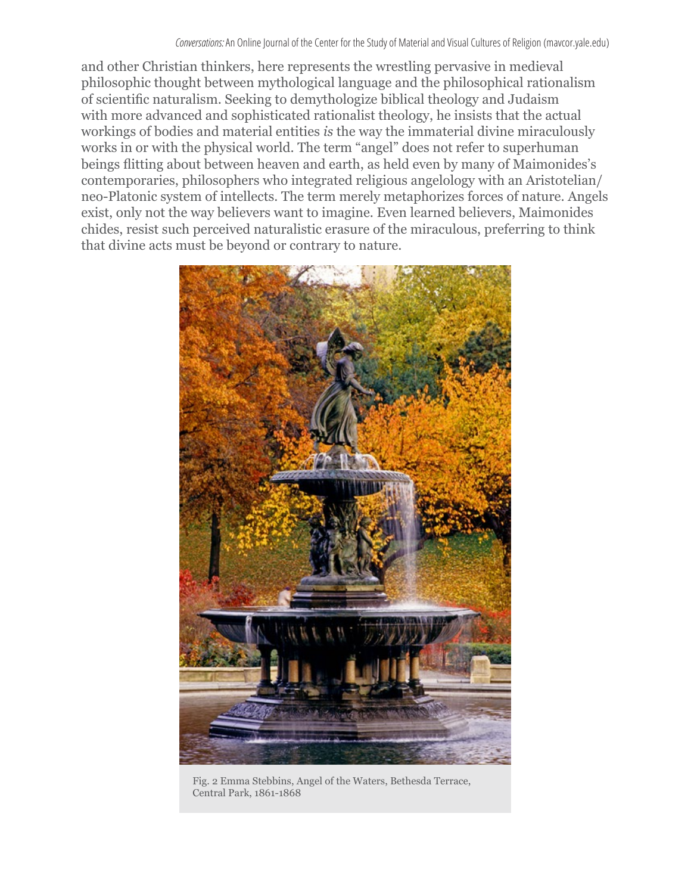and other Christian thinkers, here represents the wrestling pervasive in medieval philosophic thought between mythological language and the philosophical rationalism of scientific naturalism. Seeking to demythologize biblical theology and Judaism with more advanced and sophisticated rationalist theology, he insists that the actual workings of bodies and material entities *is* the way the immaterial divine miraculously works in or with the physical world. The term "angel" does not refer to superhuman beings flitting about between heaven and earth, as held even by many of Maimonides's contemporaries, philosophers who integrated religious angelology with an Aristotelian/neo-Platonic system of intellects. The term merely metaphorizes forces of nature. Angels exist, only not the way believers want to imagine. Even learned believers, Maimonides chides, resist such perceived naturalistic erasure of the miraculous, preferring to think that divine acts must be beyond or contrary to nature.

Fig. 2 Emma Stebbins, Angel of the Waters, Bethesda Terrace, Central Park, 1861-1868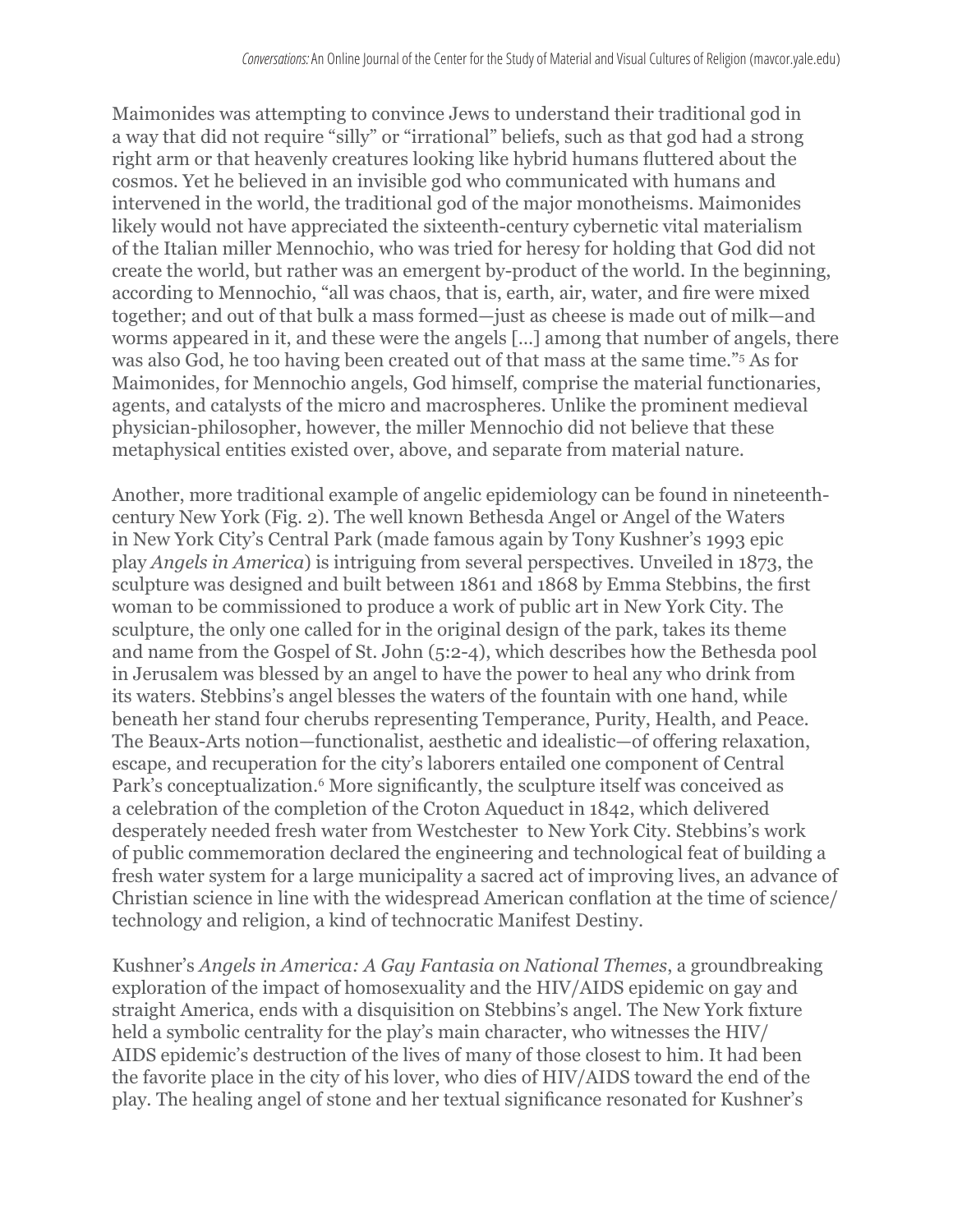Maimonides was attempting to convince Jews to understand their traditional god in a way that did not require "silly" or "irrational" beliefs, such as that god had a strong right arm or that heavenly creatures looking like hybrid humans fluttered about the cosmos. Yet he believed in an invisible god who communicated with humans and intervened in the world, the traditional god of the major monotheisms. Maimonides likely would not have appreciated the sixteenth-century cybernetic vital materialism of the Italian miller Mennochio, who was tried for heresy for holding that God did not create the world, but rather was an emergent by-product of the world. In the beginning, according to Mennochio, "all was chaos, that is, earth, air, water, and fire were mixed together; and out of that bulk a mass formed—just as cheese is made out of milk—and worms appeared in it, and these were the angels [...] among that number of angels, there was also God, he too having been created out of that mass at the same time."[5] As for Maimonides, for Mennochio angels, God himself, comprise the material functionaries, agents, and catalysts of the micro and macrospheres. Unlike the prominent medieval physician-philosopher, however, the miller Mennochio did not believe that these metaphysical entities existed over, above, and separate from material nature.

Another, more traditional example of angelic epidemiology can be found in nineteenth-century New York (Fig. 2). The well known Bethesda Angel or Angel of the Waters in New York City's Central Park (made famous again by Tony Kushner's 1993 epic play *Angels in America*) is intriguing from several perspectives. Unveiled in 1873, the sculpture was designed and built between 1861 and 1868 by Emma Stebbins, the first woman to be commissioned to produce a work of public art in New York City. The sculpture, the only one called for in the original design of the park, takes its theme and name from the Gospel of St. John (5:2-4), which describes how the Bethesda pool in Jerusalem was blessed by an angel to have the power to heal any who drink from its waters. Stebbins's angel blesses the waters of the fountain with one hand, while beneath her stand four cherubs representing Temperance, Purity, Health, and Peace. The Beaux-Arts notion—functionalist, aesthetic and idealistic—of offering relaxation, escape, and recuperation for the city's laborers entailed one component of Central Park's conceptualization.[6] More significantly, the sculpture itself was conceived as a celebration of the completion of the Croton Aqueduct in 1842, which delivered desperately needed fresh water from Westchester to New York City. Stebbins's work of public commemoration declared the engineering and technological feat of building a fresh water system for a large municipality a sacred act of improving lives, an advance of Christian science in line with the widespread American conflation at the time of science/technology and religion, a kind of technocratic Manifest Destiny.

Kushner's *Angels in America: A Gay Fantasia on National Themes*, a groundbreaking exploration of the impact of homosexuality and the HIV/AIDS epidemic on gay and straight America, ends with a disquisition on Stebbins's angel. The New York fixture held a symbolic centrality for the play's main character, who witnesses the HIV/AIDS epidemic's destruction of the lives of many of those closest to him. It had been the favorite place in the city of his lover, who dies of HIV/AIDS toward the end of the play. The healing angel of stone and her textual significance resonated for Kushner's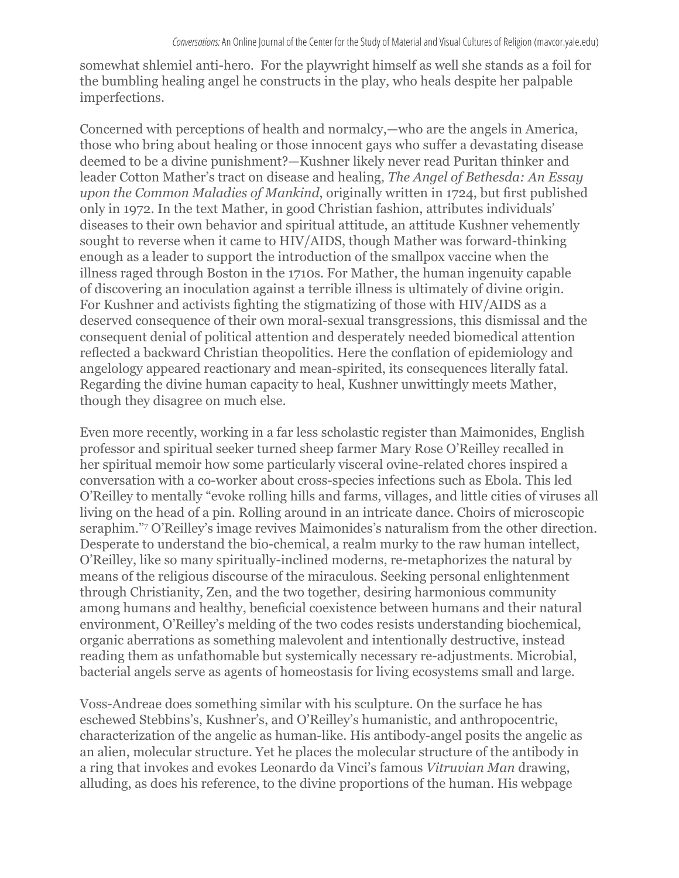somewhat shlemiel anti-hero. For the playwright himself as well she stands as a foil for the bumbling healing angel he constructs in the play, who heals despite her palpable imperfections.

Concerned with perceptions of health and normalcy,—who are the angels in America, those who bring about healing or those innocent gays who suffer a devastating disease deemed to be a divine punishment?—Kushner likely never read Puritan thinker and leader Cotton Mather's tract on disease and healing, *The Angel of Bethesda: An Essay upon the Common Maladies of Mankind*, originally written in 1724, but first published only in 1972. In the text Mather, in good Christian fashion, attributes individuals' diseases to their own behavior and spiritual attitude, an attitude Kushner vehemently sought to reverse when it came to HIV/AIDS, though Mather was forward-thinking enough as a leader to support the introduction of the smallpox vaccine when the illness raged through Boston in the 1710s. For Mather, the human ingenuity capable of discovering an inoculation against a terrible illness is ultimately of divine origin. For Kushner and activists fighting the stigmatizing of those with HIV/AIDS as a deserved consequence of their own moral-sexual transgressions, this dismissal and the consequent denial of political attention and desperately needed biomedical attention reflected a backward Christian theopolitics. Here the conflation of epidemiology and angelology appeared reactionary and mean-spirited, its consequences literally fatal. Regarding the divine human capacity to heal, Kushner unwittingly meets Mather, though they disagree on much else.

Even more recently, working in a far less scholastic register than Maimonides, English professor and spiritual seeker turned sheep farmer Mary Rose O'Reilley recalled in her spiritual memoir how some particularly visceral ovine-related chores inspired a conversation with a co-worker about cross-species infections such as Ebola. This led O'Reilley to mentally "evoke rolling hills and farms, villages, and little cities of viruses all living on the head of a pin. Rolling around in an intricate dance. Choirs of microscopic seraphim."[7] O'Reilley's image revives Maimonides's naturalism from the other direction. Desperate to understand the bio-chemical, a realm murky to the raw human intellect, O'Reilley, like so many spiritually-inclined moderns, re-metaphorizes the natural by means of the religious discourse of the miraculous. Seeking personal enlightenment through Christianity, Zen, and the two together, desiring harmonious community among humans and healthy, beneficial coexistence between humans and their natural environment, O'Reilley's melding of the two codes resists understanding biochemical, organic aberrations as something malevolent and intentionally destructive, instead reading them as unfathomable but systemically necessary re-adjustments. Microbial, bacterial angels serve as agents of homeostasis for living ecosystems small and large.

Voss-Andreae does something similar with his sculpture. On the surface he has eschewed Stebbins's, Kushner's, and O'Reilley's humanistic, and anthropocentric, characterization of the angelic as human-like. His antibody-angel posits the angelic as an alien, molecular structure. Yet he places the molecular structure of the antibody in a ring that invokes and evokes Leonardo da Vinci's famous *Vitruvian Man* drawing, alluding, as does his reference, to the divine proportions of the human. His webpage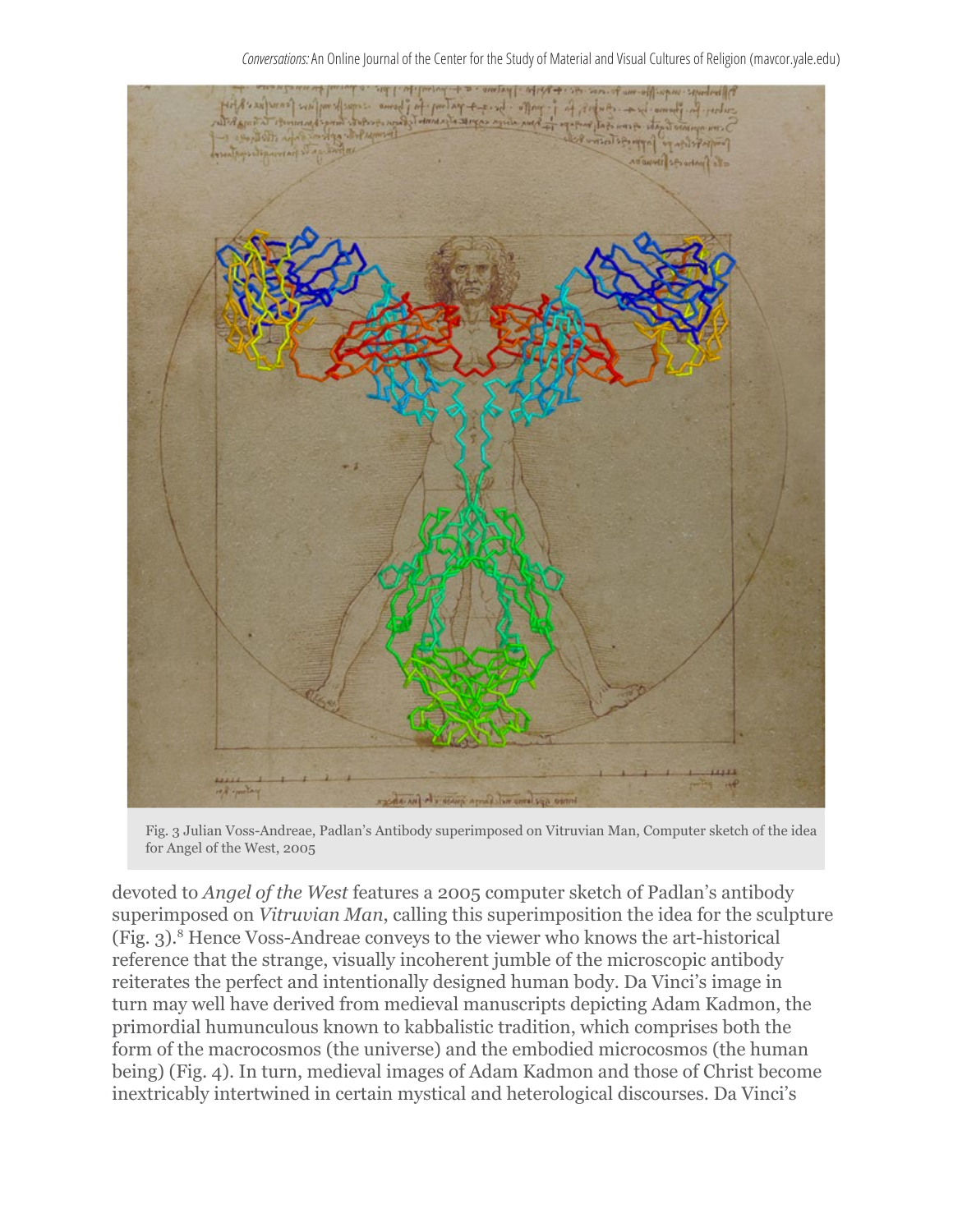Fig. 3 Julian Voss-Andreae, Padlan's Antibody superimposed on Vitruvian Man, Computer sketch of the idea for Angel of the West, 2005

devoted to *Angel of the West* features a 2005 computer sketch of Padlan's antibody superimposed on *Vitruvian Man*, calling this superimposition the idea for the sculpture (Fig. 3).[8] Hence Voss-Andreae conveys to the viewer who knows the art-historical reference that the strange, visually incoherent jumble of the microscopic antibody reiterates the perfect and intentionally designed human body. Da Vinci's image in turn may well have derived from medieval manuscripts depicting Adam Kadmon, the primordial humunculous known to kabbalistic tradition, which comprises both the form of the macrocosmos (the universe) and the embodied microcosmos (the human being) (Fig. 4). In turn, medieval images of Adam Kadmon and those of Christ become inextricably intertwined in certain mystical and heterological discourses. Da Vinci's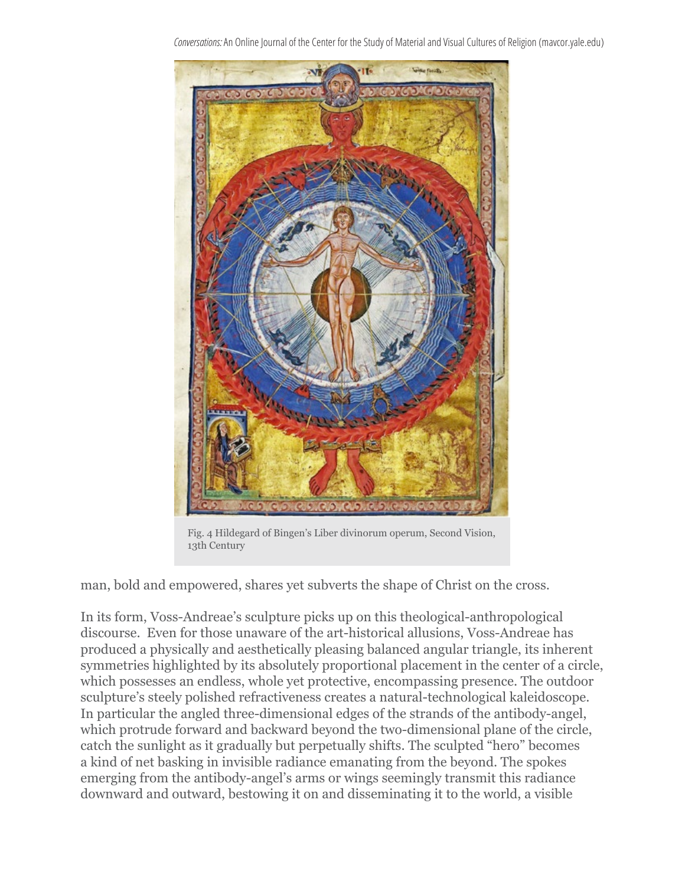Fig. 4 Hildegard of Bingen's Liber divinorum operum, Second Vision, 13th Century

man, bold and empowered, shares yet subverts the shape of Christ on the cross.

In its form, Voss-Andreae's sculpture picks up on this theological-anthropological discourse. Even for those unaware of the art-historical allusions, Voss-Andreae has produced a physically and aesthetically pleasing balanced angular triangle, its inherent symmetries highlighted by its absolutely proportional placement in the center of a circle, which possesses an endless, whole yet protective, encompassing presence. The outdoor sculpture's steely polished refractiveness creates a natural-technological kaleidoscope. In particular the angled three-dimensional edges of the strands of the antibody-angel, which protrude forward and backward beyond the two-dimensional plane of the circle, catch the sunlight as it gradually but perpetually shifts. The sculpted "hero" becomes a kind of net basking in invisible radiance emanating from the beyond. The spokes emerging from the antibody-angel's arms or wings seemingly transmit this radiance downward and outward, bestowing it on and disseminating it to the world, a visible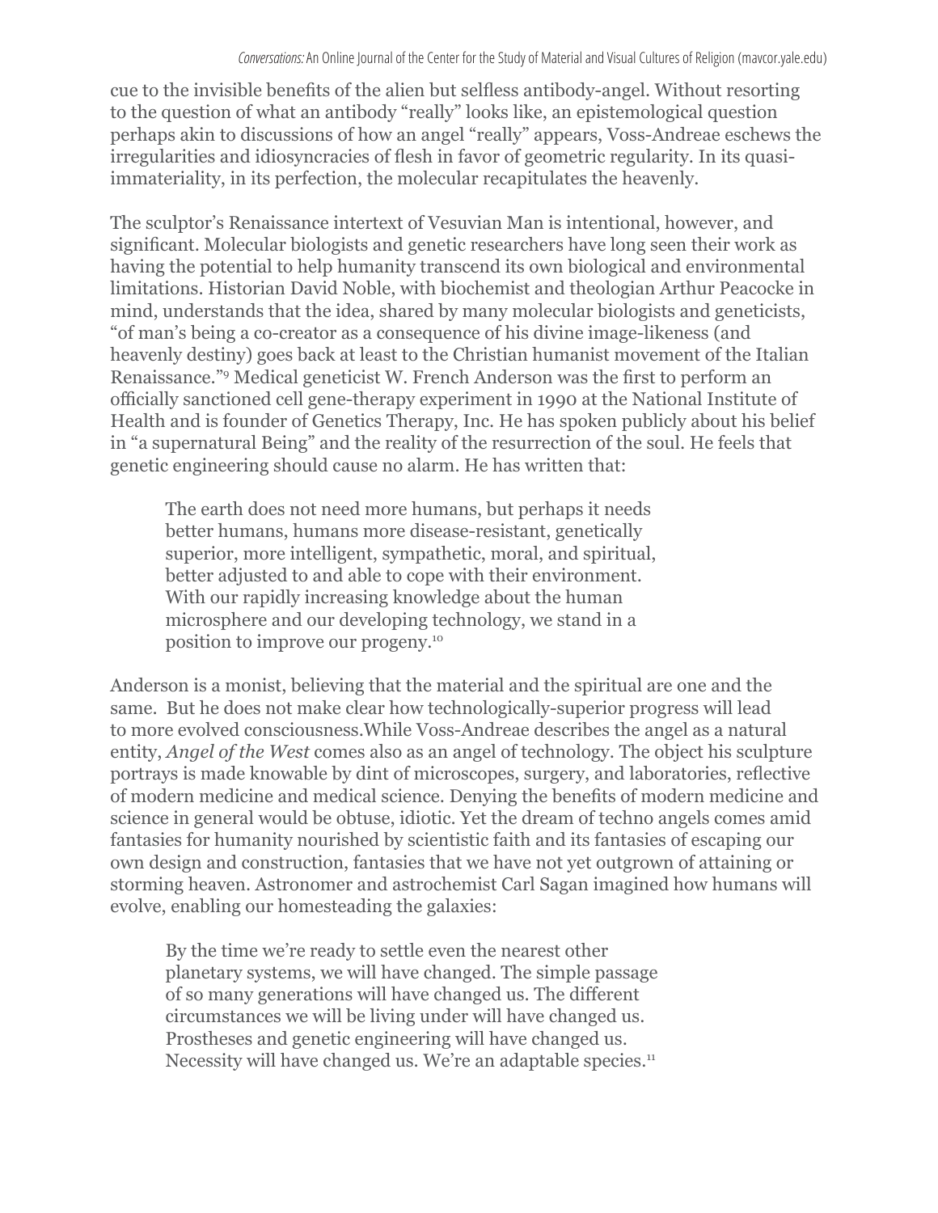cue to the invisible benefits of the alien but selfless antibody-angel. Without resorting to the question of what an antibody "really" looks like, an epistemological question perhaps akin to discussions of how an angel "really" appears, Voss-Andreae eschews the irregularities and idiosyncracies of flesh in favor of geometric regularity. In its quasi-immateriality, in its perfection, the molecular recapitulates the heavenly.

The sculptor's Renaissance intertext of Vesuvian Man is intentional, however, and significant. Molecular biologists and genetic researchers have long seen their work as having the potential to help humanity transcend its own biological and environmental limitations. Historian David Noble, with biochemist and theologian Arthur Peacocke in mind, understands that the idea, shared by many molecular biologists and geneticists, "of man's being a co-creator as a consequence of his divine image-likeness (and heavenly destiny) goes back at least to the Christian humanist movement of the Italian Renaissance."[9] Medical geneticist W. French Anderson was the first to perform an officially sanctioned cell gene-therapy experiment in 1990 at the National Institute of Health and is founder of Genetics Therapy, Inc. He has spoken publicly about his belief in "a supernatural Being" and the reality of the resurrection of the soul. He feels that genetic engineering should cause no alarm. He has written that:

> The earth does not need more humans, but perhaps it needs better humans, humans more disease-resistant, genetically superior, more intelligent, sympathetic, moral, and spiritual, better adjusted to and able to cope with their environment. With our rapidly increasing knowledge about the human microsphere and our developing technology, we stand in a position to improve our progeny.[10]

Anderson is a monist, believing that the material and the spiritual are one and the same. But he does not make clear how technologically-superior progress will lead to more evolved consciousness.While Voss-Andreae describes the angel as a natural entity, *Angel of the West* comes also as an angel of technology. The object his sculpture portrays is made knowable by dint of microscopes, surgery, and laboratories, reflective of modern medicine and medical science. Denying the benefits of modern medicine and science in general would be obtuse, idiotic. Yet the dream of techno angels comes amid fantasies for humanity nourished by scientistic faith and its fantasies of escaping our own design and construction, fantasies that we have not yet outgrown of attaining or storming heaven. Astronomer and astrochemist Carl Sagan imagined how humans will evolve, enabling our homesteading the galaxies:

> By the time we're ready to settle even the nearest other planetary systems, we will have changed. The simple passage of so many generations will have changed us. The different circumstances we will be living under will have changed us. Prostheses and genetic engineering will have changed us. Necessity will have changed us. We're an adaptable species.[11]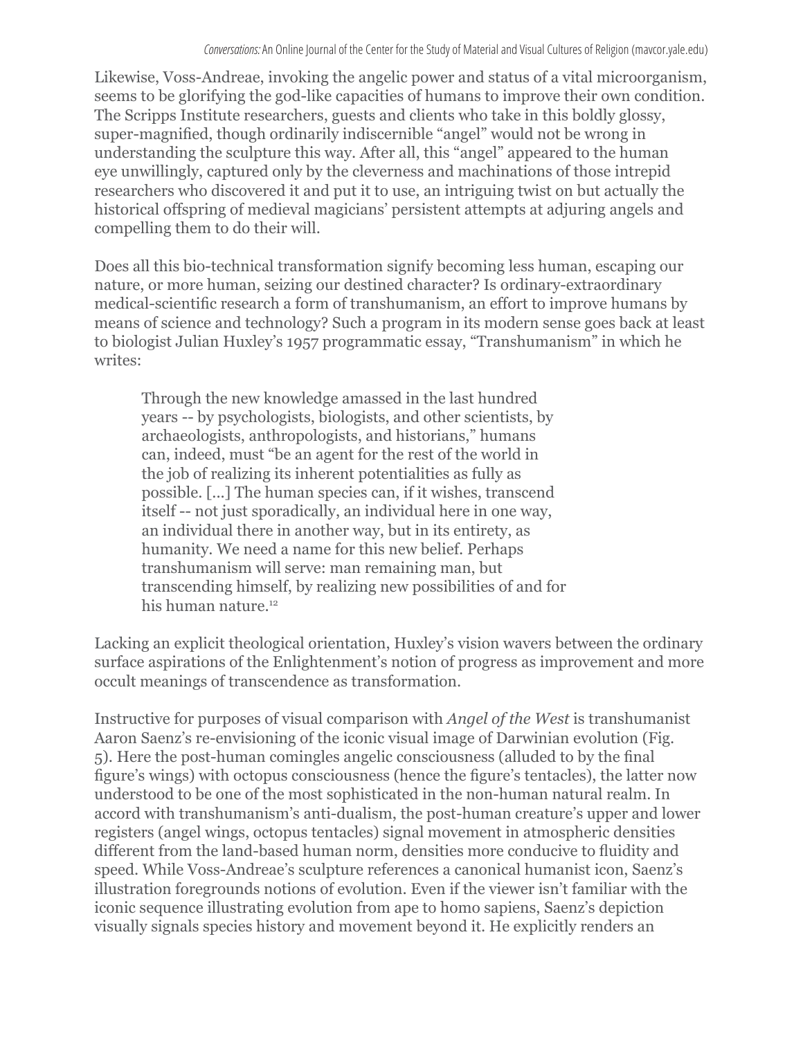Likewise, Voss-Andreae, invoking the angelic power and status of a vital microorganism, seems to be glorifying the god-like capacities of humans to improve their own condition. The Scripps Institute researchers, guests and clients who take in this boldly glossy, super-magnified, though ordinarily indiscernible "angel" would not be wrong in understanding the sculpture this way. After all, this "angel" appeared to the human eye unwillingly, captured only by the cleverness and machinations of those intrepid researchers who discovered it and put it to use, an intriguing twist on but actually the historical offspring of medieval magicians' persistent attempts at adjuring angels and compelling them to do their will.

Does all this bio-technical transformation signify becoming less human, escaping our nature, or more human, seizing our destined character? Is ordinary-extraordinary medical-scientific research a form of transhumanism, an effort to improve humans by means of science and technology? Such a program in its modern sense goes back at least to biologist Julian Huxley's 1957 programmatic essay, "Transhumanism" in which he writes:

> Through the new knowledge amassed in the last hundred years -- by psychologists, biologists, and other scientists, by archaeologists, anthropologists, and historians," humans can, indeed, must "be an agent for the rest of the world in the job of realizing its inherent potentialities as fully as possible. [...] The human species can, if it wishes, transcend itself -- not just sporadically, an individual here in one way, an individual there in another way, but in its entirety, as humanity. We need a name for this new belief. Perhaps transhumanism will serve: man remaining man, but transcending himself, by realizing new possibilities of and for his human nature.[12]

Lacking an explicit theological orientation, Huxley's vision wavers between the ordinary surface aspirations of the Enlightenment's notion of progress as improvement and more occult meanings of transcendence as transformation.

Instructive for purposes of visual comparison with *Angel of the West* is transhumanist Aaron Saenz's re-envisioning of the iconic visual image of Darwinian evolution (Fig. 5). Here the post-human comingles angelic consciousness (alluded to by the final figure's wings) with octopus consciousness (hence the figure's tentacles), the latter now understood to be one of the most sophisticated in the non-human natural realm. In accord with transhumanism's anti-dualism, the post-human creature's upper and lower registers (angel wings, octopus tentacles) signal movement in atmospheric densities different from the land-based human norm, densities more conducive to fluidity and speed. While Voss-Andreae's sculpture references a canonical humanist icon, Saenz's illustration foregrounds notions of evolution. Even if the viewer isn't familiar with the iconic sequence illustrating evolution from ape to homo sapiens, Saenz's depiction visually signals species history and movement beyond it. He explicitly renders an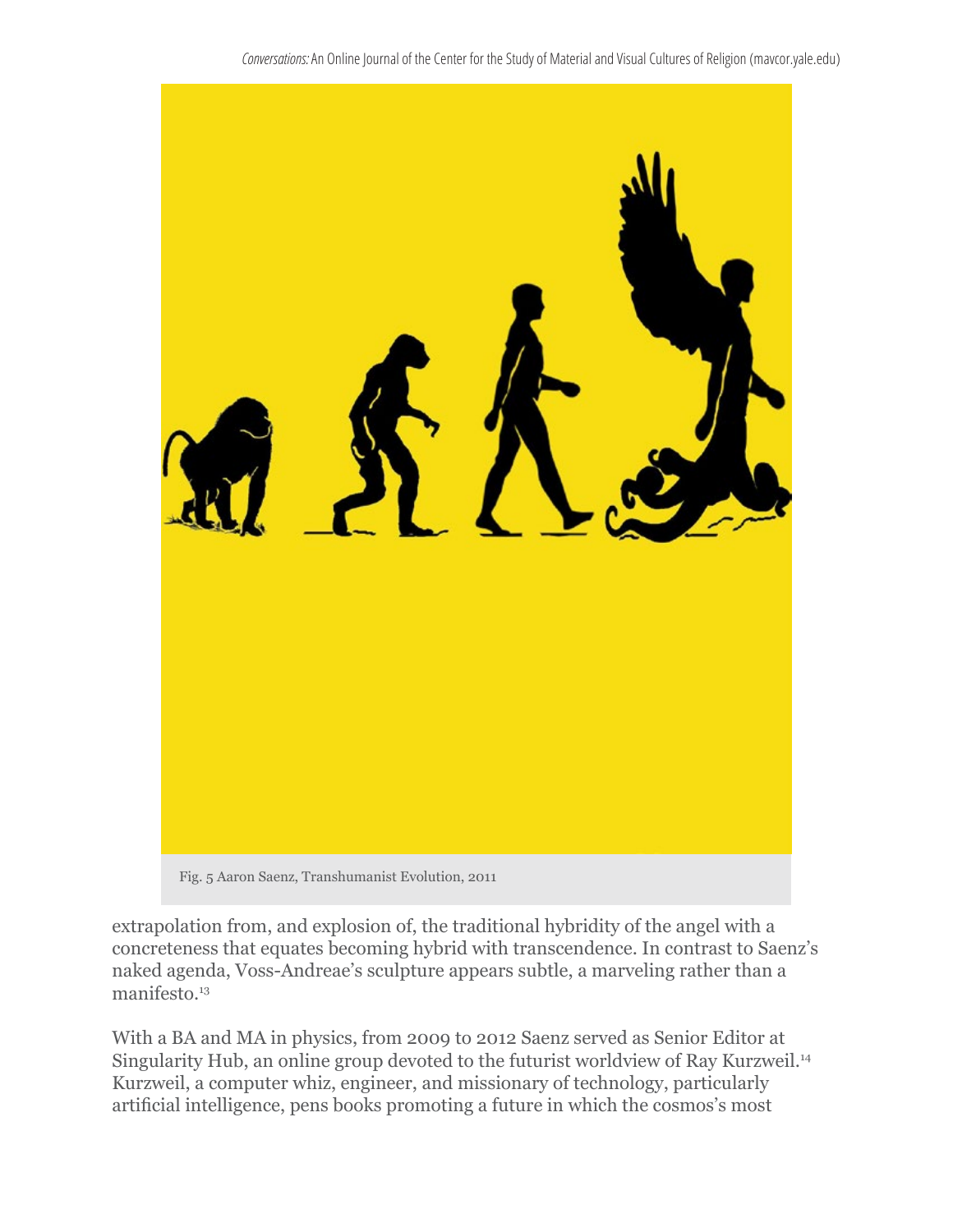Fig. 5 Aaron Saenz, Transhumanist Evolution, 2011

extrapolation from, and explosion of, the traditional hybridity of the angel with a concreteness that equates becoming hybrid with transcendence. In contrast to Saenz's naked agenda, Voss-Andreae's sculpture appears subtle, a marveling rather than a manifesto.[13]

With a BA and MA in physics, from 2009 to 2012 Saenz served as Senior Editor at Singularity Hub, an online group devoted to the futurist worldview of Ray Kurzweil.[14] Kurzweil, a computer whiz, engineer, and missionary of technology, particularly artificial intelligence, pens books promoting a future in which the cosmos's most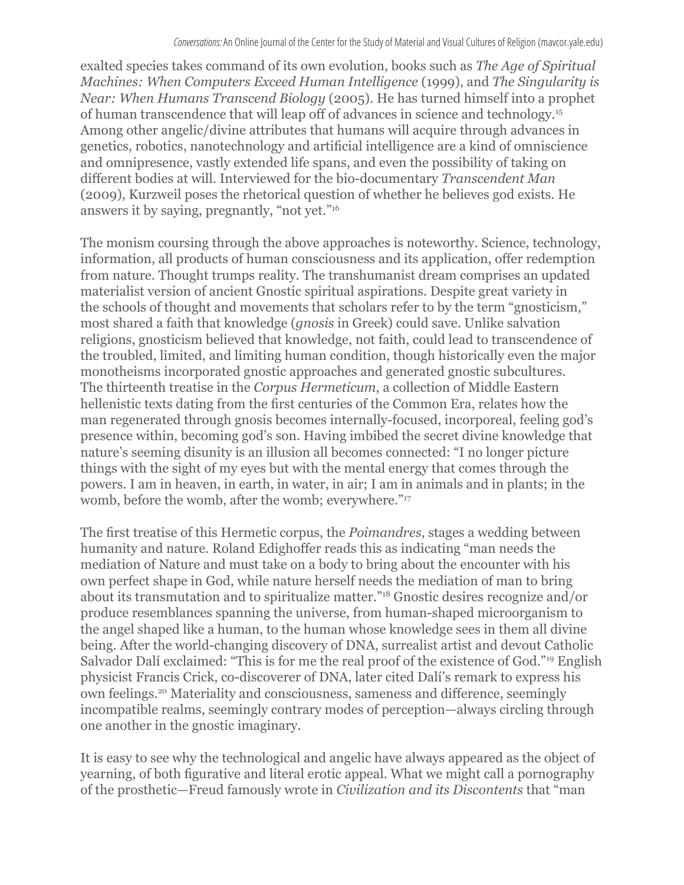exalted species takes command of its own evolution, books such as *The Age of Spiritual Machines: When Computers Exceed Human Intelligence* (1999), and *The Singularity is Near: When Humans Transcend Biology* (2005). He has turned himself into a prophet of human transcendence that will leap off of advances in science and technology.[15] Among other angelic/divine attributes that humans will acquire through advances in genetics, robotics, nanotechnology and artificial intelligence are a kind of omniscience and omnipresence, vastly extended life spans, and even the possibility of taking on different bodies at will. Interviewed for the bio-documentary *Transcendent Man* (2009), Kurzweil poses the rhetorical question of whether he believes god exists. He answers it by saying, pregnantly, "not yet."[16]

The monism coursing through the above approaches is noteworthy. Science, technology, information, all products of human consciousness and its application, offer redemption from nature. Thought trumps reality. The transhumanist dream comprises an updated materialist version of ancient Gnostic spiritual aspirations. Despite great variety in the schools of thought and movements that scholars refer to by the term "gnosticism," most shared a faith that knowledge (*gnosis* in Greek) could save. Unlike salvation religions, gnosticism believed that knowledge, not faith, could lead to transcendence of the troubled, limited, and limiting human condition, though historically even the major monotheisms incorporated gnostic approaches and generated gnostic subcultures. The thirteenth treatise in the *Corpus Hermeticum*, a collection of Middle Eastern hellenistic texts dating from the first centuries of the Common Era, relates how the man regenerated through gnosis becomes internally-focused, incorporeal, feeling god's presence within, becoming god's son. Having imbibed the secret divine knowledge that nature's seeming disunity is an illusion all becomes connected: "I no longer picture things with the sight of my eyes but with the mental energy that comes through the powers. I am in heaven, in earth, in water, in air; I am in animals and in plants; in the womb, before the womb, after the womb; everywhere."[17]

The first treatise of this Hermetic corpus, the *Poimandres*, stages a wedding between humanity and nature. Roland Edighoffer reads this as indicating "man needs the mediation of Nature and must take on a body to bring about the encounter with his own perfect shape in God, while nature herself needs the mediation of man to bring about its transmutation and to spiritualize matter."[18] Gnostic desires recognize and/or produce resemblances spanning the universe, from human-shaped microorganism to the angel shaped like a human, to the human whose knowledge sees in them all divine being. After the world-changing discovery of DNA, surrealist artist and devout Catholic Salvador Dalí exclaimed: "This is for me the real proof of the existence of God."[19] English physicist Francis Crick, co-discoverer of DNA, later cited Dalí's remark to express his own feelings.[20] Materiality and consciousness, sameness and difference, seemingly incompatible realms, seemingly contrary modes of perception—always circling through one another in the gnostic imaginary.

It is easy to see why the technological and angelic have always appeared as the object of yearning, of both figurative and literal erotic appeal. What we might call a pornography of the prosthetic—Freud famously wrote in *Civilization and its Discontents* that "man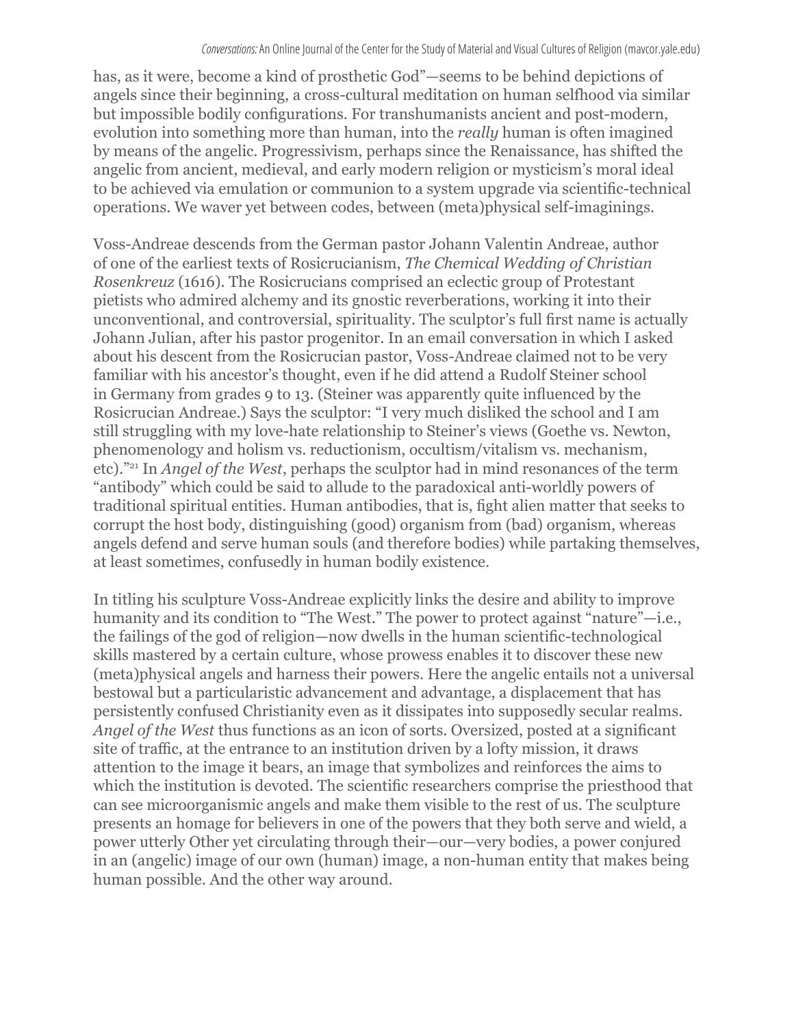has, as it were, become a kind of prosthetic God"—seems to be behind depictions of angels since their beginning, a cross-cultural meditation on human selfhood via similar but impossible bodily configurations. For transhumanists ancient and post-modern, evolution into something more than human, into the *really* human is often imagined by means of the angelic. Progressivism, perhaps since the Renaissance, has shifted the angelic from ancient, medieval, and early modern religion or mysticism's moral ideal to be achieved via emulation or communion to a system upgrade via scientific-technical operations. We waver yet between codes, between (meta)physical self-imaginings.

Voss-Andreae descends from the German pastor Johann Valentin Andreae, author of one of the earliest texts of Rosicrucianism, *The Chemical Wedding of Christian Rosenkreuz* (1616). The Rosicrucians comprised an eclectic group of Protestant pietists who admired alchemy and its gnostic reverberations, working it into their unconventional, and controversial, spirituality. The sculptor's full first name is actually Johann Julian, after his pastor progenitor. In an email conversation in which I asked about his descent from the Rosicrucian pastor, Voss-Andreae claimed not to be very familiar with his ancestor's thought, even if he did attend a Rudolf Steiner school in Germany from grades 9 to 13. (Steiner was apparently quite influenced by the Rosicrucian Andreae.) Says the sculptor: "I very much disliked the school and I am still struggling with my love-hate relationship to Steiner's views (Goethe vs. Newton, phenomenology and holism vs. reductionism, occultism/vitalism vs. mechanism, etc)."[21] In *Angel of the West*, perhaps the sculptor had in mind resonances of the term "antibody" which could be said to allude to the paradoxical anti-worldly powers of traditional spiritual entities. Human antibodies, that is, fight alien matter that seeks to corrupt the host body, distinguishing (good) organism from (bad) organism, whereas angels defend and serve human souls (and therefore bodies) while partaking themselves, at least sometimes, confusedly in human bodily existence.

In titling his sculpture Voss-Andreae explicitly links the desire and ability to improve humanity and its condition to "The West." The power to protect against "nature"—i.e., the failings of the god of religion—now dwells in the human scientific-technological skills mastered by a certain culture, whose prowess enables it to discover these new (meta)physical angels and harness their powers. Here the angelic entails not a universal bestowal but a particularistic advancement and advantage, a displacement that has persistently confused Christianity even as it dissipates into supposedly secular realms. *Angel of the West* thus functions as an icon of sorts. Oversized, posted at a significant site of traffic, at the entrance to an institution driven by a lofty mission, it draws attention to the image it bears, an image that symbolizes and reinforces the aims to which the institution is devoted. The scientific researchers comprise the priesthood that can see microorganismic angels and make them visible to the rest of us. The sculpture presents an homage for believers in one of the powers that they both serve and wield, a power utterly Other yet circulating through their—our—very bodies, a power conjured in an (angelic) image of our own (human) image, a non-human entity that makes being human possible. And the other way around.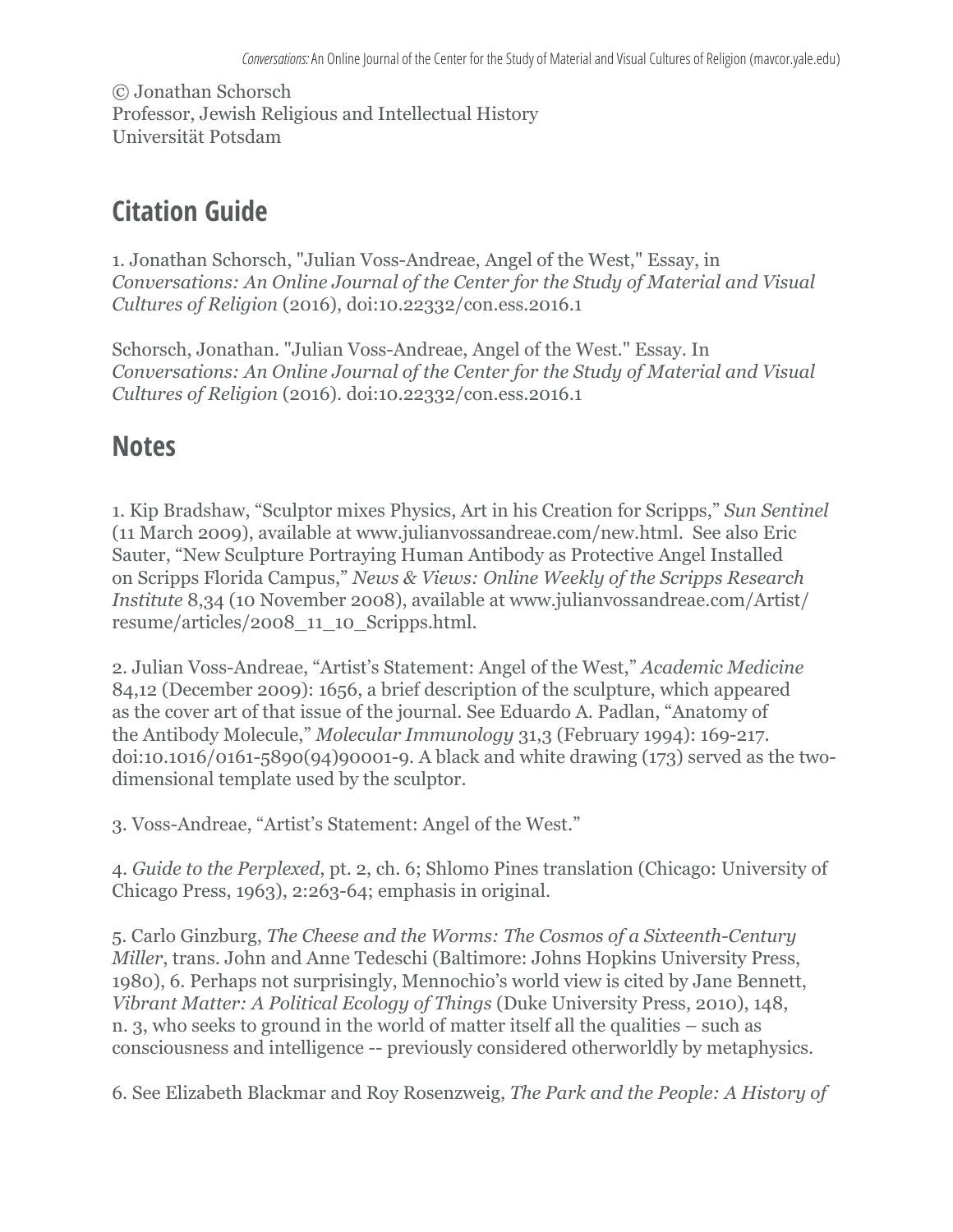© Jonathan Schorsch
Professor, Jewish Religious and Intellectual History
Universität Potsdam

## Citation Guide

1. Jonathan Schorsch, "Julian Voss-Andreae, Angel of the West," Essay, in *Conversations: An Online Journal of the Center for the Study of Material and Visual Cultures of Religion* (2016), doi:10.22332/con.ess.2016.1

Schorsch, Jonathan. "Julian Voss-Andreae, Angel of the West." Essay. In *Conversations: An Online Journal of the Center for the Study of Material and Visual Cultures of Religion* (2016). doi:10.22332/con.ess.2016.1

## Notes

1. Kip Bradshaw, "Sculptor mixes Physics, Art in his Creation for Scripps," *Sun Sentinel* (11 March 2009), available at www.julianvossandreae.com/new.html. See also Eric Sauter, "New Sculpture Portraying Human Antibody as Protective Angel Installed on Scripps Florida Campus," *News & Views: Online Weekly of the Scripps Research Institute* 8,34 (10 November 2008), available at www.julianvossandreae.com/Artist/resume/articles/2008_11_10_Scripps.html.

2. Julian Voss-Andreae, "Artist's Statement: Angel of the West," *Academic Medicine* 84,12 (December 2009): 1656, a brief description of the sculpture, which appeared as the cover art of that issue of the journal. See Eduardo A. Padlan, "Anatomy of the Antibody Molecule," *Molecular Immunology* 31,3 (February 1994): 169-217. doi:10.1016/0161-5890(94)90001-9. A black and white drawing (173) served as the two-dimensional template used by the sculptor.

3. Voss-Andreae, "Artist's Statement: Angel of the West."

4. *Guide to the Perplexed*, pt. 2, ch. 6; Shlomo Pines translation (Chicago: University of Chicago Press, 1963), 2:263-64; emphasis in original.

5. Carlo Ginzburg, *The Cheese and the Worms: The Cosmos of a Sixteenth-Century Miller*, trans. John and Anne Tedeschi (Baltimore: Johns Hopkins University Press, 1980), 6. Perhaps not surprisingly, Mennochio's world view is cited by Jane Bennett, *Vibrant Matter: A Political Ecology of Things* (Duke University Press, 2010), 148, n. 3, who seeks to ground in the world of matter itself all the qualities – such as consciousness and intelligence -- previously considered otherworldly by metaphysics.

6. See Elizabeth Blackmar and Roy Rosenzweig, *The Park and the People: A History of*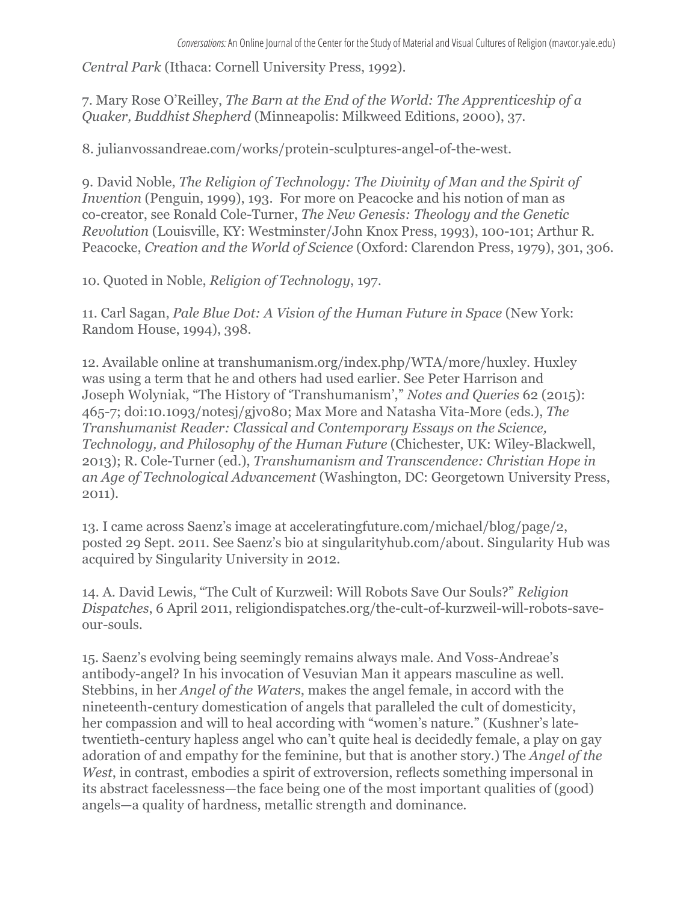*Central Park* (Ithaca: Cornell University Press, 1992).

7. Mary Rose O'Reilley, *The Barn at the End of the World: The Apprenticeship of a Quaker, Buddhist Shepherd* (Minneapolis: Milkweed Editions, 2000), 37.

8. julianvossandreae.com/works/protein-sculptures-angel-of-the-west.

9. David Noble, *The Religion of Technology: The Divinity of Man and the Spirit of Invention* (Penguin, 1999), 193. For more on Peacocke and his notion of man as co-creator, see Ronald Cole-Turner, *The New Genesis: Theology and the Genetic Revolution* (Louisville, KY: Westminster/John Knox Press, 1993), 100-101; Arthur R. Peacocke, *Creation and the World of Science* (Oxford: Clarendon Press, 1979), 301, 306.

10. Quoted in Noble, *Religion of Technology*, 197.

11. Carl Sagan, *Pale Blue Dot: A Vision of the Human Future in Space* (New York: Random House, 1994), 398.

12. Available online at transhumanism.org/index.php/WTA/more/huxley. Huxley was using a term that he and others had used earlier. See Peter Harrison and Joseph Wolyniak, "The History of 'Transhumanism'," *Notes and Queries* 62 (2015): 465-7; doi:10.1093/notesj/gjv080; Max More and Natasha Vita-More (eds.), *The Transhumanist Reader: Classical and Contemporary Essays on the Science, Technology, and Philosophy of the Human Future* (Chichester, UK: Wiley-Blackwell, 2013); R. Cole-Turner (ed.), *Transhumanism and Transcendence: Christian Hope in an Age of Technological Advancement* (Washington, DC: Georgetown University Press, 2011).

13. I came across Saenz's image at acceleratingfuture.com/michael/blog/page/2, posted 29 Sept. 2011. See Saenz's bio at singularityhub.com/about. Singularity Hub was acquired by Singularity University in 2012.

14. A. David Lewis, "The Cult of Kurzweil: Will Robots Save Our Souls?" *Religion Dispatches*, 6 April 2011, religiondispatches.org/the-cult-of-kurzweil-will-robots-save-our-souls.

15. Saenz's evolving being seemingly remains always male. And Voss-Andreae's antibody-angel? In his invocation of Vesuvian Man it appears masculine as well. Stebbins, in her *Angel of the Waters*, makes the angel female, in accord with the nineteenth-century domestication of angels that paralleled the cult of domesticity, her compassion and will to heal according with "women's nature." (Kushner's late-twentieth-century hapless angel who can't quite heal is decidedly female, a play on gay adoration of and empathy for the feminine, but that is another story.) The *Angel of the West*, in contrast, embodies a spirit of extroversion, reflects something impersonal in its abstract facelessness—the face being one of the most important qualities of (good) angels—a quality of hardness, metallic strength and dominance.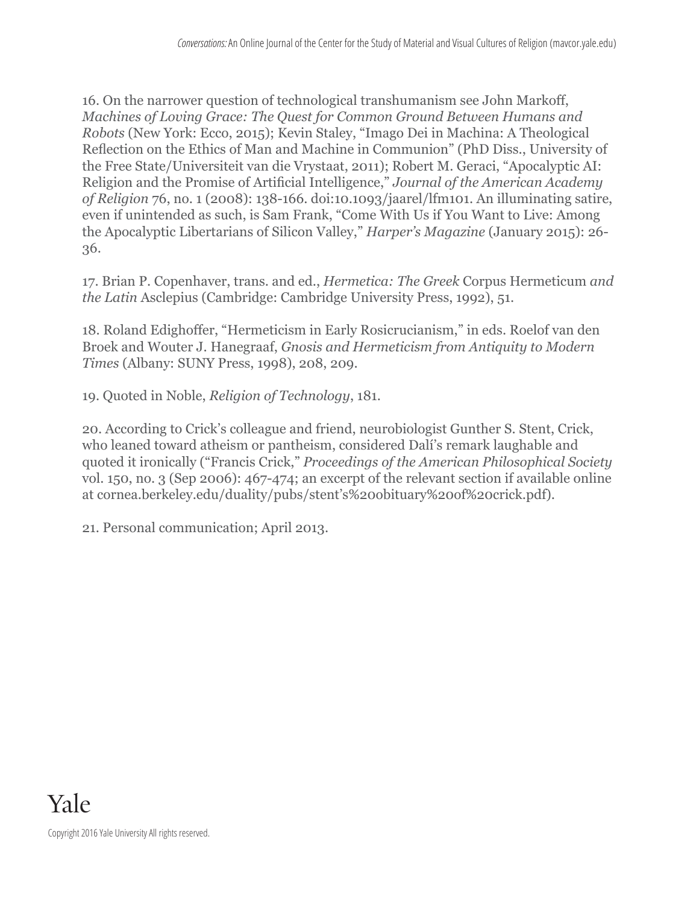16. On the narrower question of technological transhumanism see John Markoff, *Machines of Loving Grace: The Quest for Common Ground Between Humans and Robots* (New York: Ecco, 2015); Kevin Staley, "Imago Dei in Machina: A Theological Reflection on the Ethics of Man and Machine in Communion" (PhD Diss., University of the Free State/Universiteit van die Vrystaat, 2011); Robert M. Geraci, "Apocalyptic AI: Religion and the Promise of Artificial Intelligence," *Journal of the American Academy of Religion* 76, no. 1 (2008): 138-166. doi:10.1093/jaarel/lfm101. An illuminating satire, even if unintended as such, is Sam Frank, "Come With Us if You Want to Live: Among the Apocalyptic Libertarians of Silicon Valley," *Harper's Magazine* (January 2015): 26-36.

17. Brian P. Copenhaver, trans. and ed., *Hermetica: The Greek* Corpus Hermeticum *and the Latin* Asclepius (Cambridge: Cambridge University Press, 1992), 51.

18. Roland Edighoffer, "Hermeticism in Early Rosicrucianism," in eds. Roelof van den Broek and Wouter J. Hanegraaf, *Gnosis and Hermeticism from Antiquity to Modern Times* (Albany: SUNY Press, 1998), 208, 209.

19. Quoted in Noble, *Religion of Technology*, 181.

20. According to Crick's colleague and friend, neurobiologist Gunther S. Stent, Crick, who leaned toward atheism or pantheism, considered Dalí's remark laughable and quoted it ironically ("Francis Crick," *Proceedings of the American Philosophical Society* vol. 150, no. 3 (Sep 2006): 467-474; an excerpt of the relevant section if available online at cornea.berkeley.edu/duality/pubs/stent's%20obituary%20of%20crick.pdf).

21. Personal communication; April 2013.